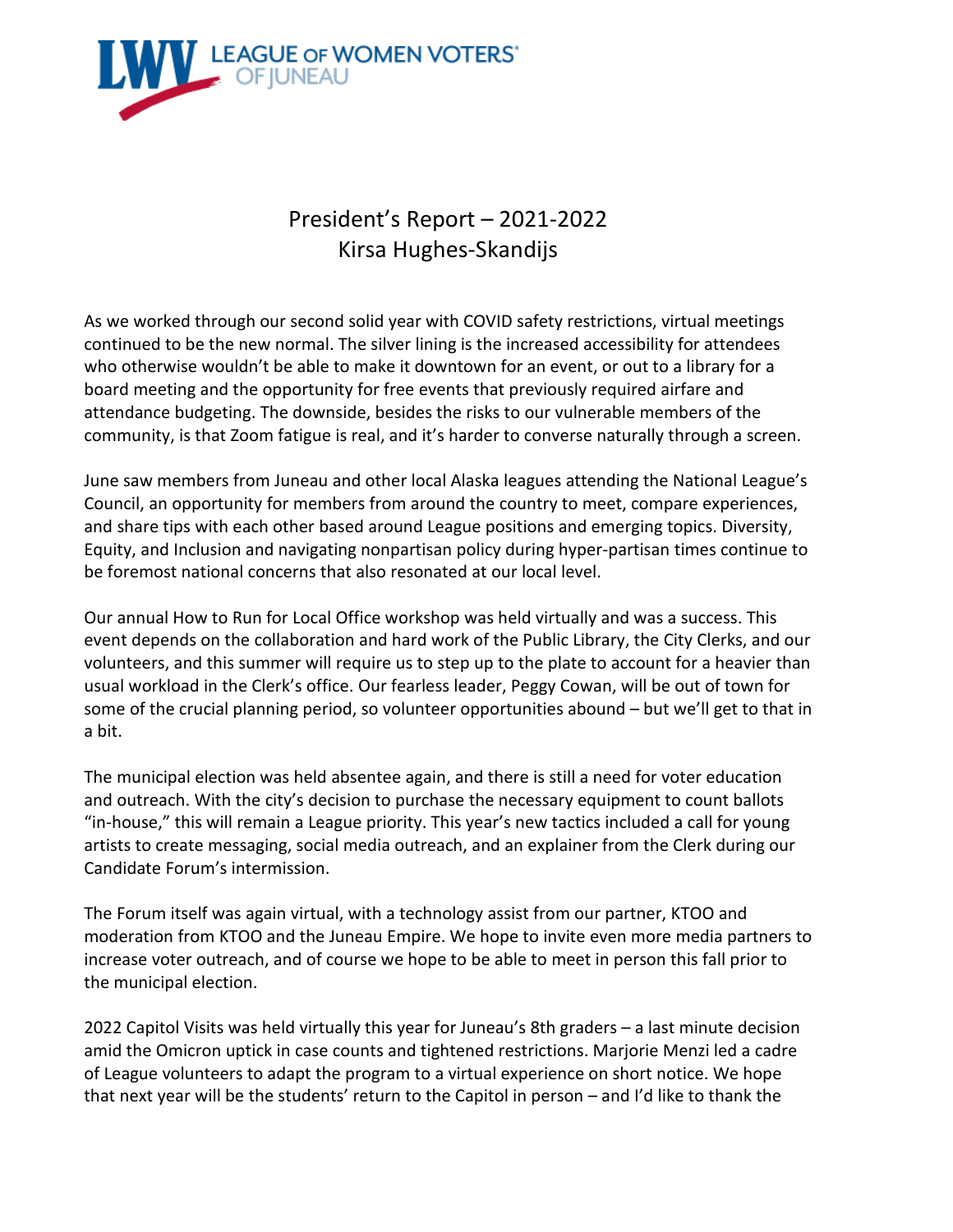LEAGUE OF WOMEN VOTERS® OF JUNEAU

# President's Report – 2021-2022
## Kirsa Hughes-Skandijs

As we worked through our second solid year with COVID safety restrictions, virtual meetings continued to be the new normal. The silver lining is the increased accessibility for attendees who otherwise wouldn't be able to make it downtown for an event, or out to a library for a board meeting and the opportunity for free events that previously required airfare and attendance budgeting. The downside, besides the risks to our vulnerable members of the community, is that Zoom fatigue is real, and it's harder to converse naturally through a screen.

June saw members from Juneau and other local Alaska leagues attending the National League's Council, an opportunity for members from around the country to meet, compare experiences, and share tips with each other based around League positions and emerging topics. Diversity, Equity, and Inclusion and navigating nonpartisan policy during hyper-partisan times continue to be foremost national concerns that also resonated at our local level.

Our annual How to Run for Local Office workshop was held virtually and was a success. This event depends on the collaboration and hard work of the Public Library, the City Clerks, and our volunteers, and this summer will require us to step up to the plate to account for a heavier than usual workload in the Clerk's office. Our fearless leader, Peggy Cowan, will be out of town for some of the crucial planning period, so volunteer opportunities abound – but we'll get to that in a bit.

The municipal election was held absentee again, and there is still a need for voter education and outreach. With the city's decision to purchase the necessary equipment to count ballots "in-house," this will remain a League priority. This year's new tactics included a call for young artists to create messaging, social media outreach, and an explainer from the Clerk during our Candidate Forum's intermission.

The Forum itself was again virtual, with a technology assist from our partner, KTOO and moderation from KTOO and the Juneau Empire. We hope to invite even more media partners to increase voter outreach, and of course we hope to be able to meet in person this fall prior to the municipal election.

2022 Capitol Visits was held virtually this year for Juneau's 8th graders – a last minute decision amid the Omicron uptick in case counts and tightened restrictions. Marjorie Menzi led a cadre of League volunteers to adapt the program to a virtual experience on short notice. We hope that next year will be the students' return to the Capitol in person – and I'd like to thank the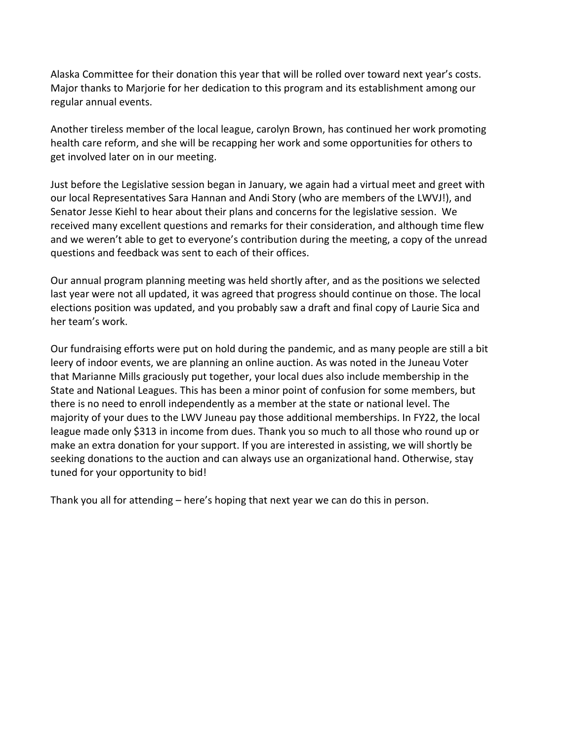Alaska Committee for their donation this year that will be rolled over toward next year's costs. Major thanks to Marjorie for her dedication to this program and its establishment among our regular annual events.

Another tireless member of the local league, carolyn Brown, has continued her work promoting health care reform, and she will be recapping her work and some opportunities for others to get involved later on in our meeting.

Just before the Legislative session began in January, we again had a virtual meet and greet with our local Representatives Sara Hannan and Andi Story (who are members of the LWVJ!), and Senator Jesse Kiehl to hear about their plans and concerns for the legislative session. We received many excellent questions and remarks for their consideration, and although time flew and we weren't able to get to everyone's contribution during the meeting, a copy of the unread questions and feedback was sent to each of their offices.

Our annual program planning meeting was held shortly after, and as the positions we selected last year were not all updated, it was agreed that progress should continue on those. The local elections position was updated, and you probably saw a draft and final copy of Laurie Sica and her team's work.

Our fundraising efforts were put on hold during the pandemic, and as many people are still a bit leery of indoor events, we are planning an online auction. As was noted in the Juneau Voter that Marianne Mills graciously put together, your local dues also include membership in the State and National Leagues. This has been a minor point of confusion for some members, but there is no need to enroll independently as a member at the state or national level. The majority of your dues to the LWV Juneau pay those additional memberships. In FY22, the local league made only $313 in income from dues. Thank you so much to all those who round up or make an extra donation for your support. If you are interested in assisting, we will shortly be seeking donations to the auction and can always use an organizational hand. Otherwise, stay tuned for your opportunity to bid!

Thank you all for attending – here's hoping that next year we can do this in person.